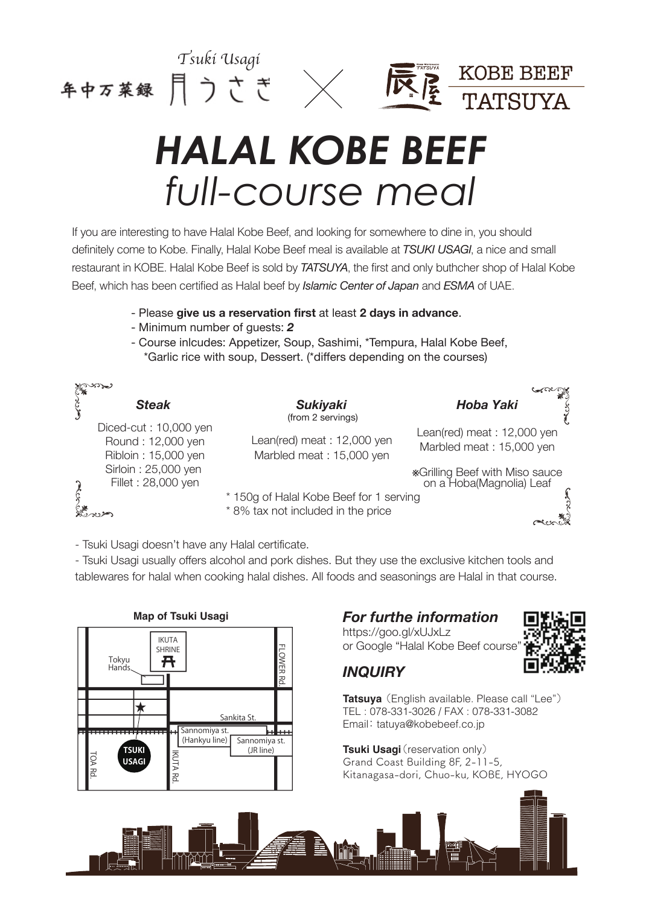年中万菜録 月うさぎ *Tsuki Usagi* × 辰屋 KOBE BEEF TATSUYA

# *HALAL KOBE BEEF*
## *full-course meal*

If you are interesting to have Halal Kobe Beef, and looking for somewhere to dine in, you should definitely come to Kobe. Finally, Halal Kobe Beef meal is available at *TSUKI USAGI*, a nice and small restaurant in KOBE. Halal Kobe Beef is sold by *TATSUYA*, the first and only buthcher shop of Halal Kobe Beef, which has been certified as Halal beef by *Islamic Center of Japan* and *ESMA* of UAE.

- Please **give us a reservation first** at least **2 days in advance**.
- Minimum number of guests: ***2***
- Course inlcudes: Appetizer, Soup, Sashimi, *Tempura, Halal Kobe Beef, *Garlic rice with soup, Dessert. (*differs depending on the courses)

| *Steak* | *Sukiyaki* (from 2 servings) | *Hoba Yaki* |
|---|---|---|
| Diced-cut : 10,000 yen | Lean(red) meat : 12,000 yen | Lean(red) meat : 12,000 yen |
| Round : 12,000 yen | Marbled meat : 15,000 yen | Marbled meat : 15,000 yen |
| Ribloin : 15,000 yen | | ※Grilling Beef with Miso sauce on a Hoba(Magnolia) Leaf |
| Sirloin : 25,000 yen | | |
| Fillet : 28,000 yen | | |

* 150g of Halal Kobe Beef for 1 serving
* 8% tax not included in the price

- Tsuki Usagi doesn't have any Halal certificate.
- Tsuki Usagi usually offers alcohol and pork dishes. But they use the exclusive kitchen tools and tablewares for halal when cooking halal dishes. All foods and seasonings are Halal in that course.

**Map of Tsuki Usagi**

IKUTA SHRINE, Tokyu Hands, FLOWER Rd., Sankita St., Sannomiya st. (Hankyu line), Sannomiya st. (JR line), TSUKI USAGI, TOA Rd., IKUTA Rd.

### *For furthe information*

https://goo.gl/xUJxLz
or Google "Halal Kobe Beef course"

### *INQUIRY*

**Tatsuya**（English available. Please call "Lee"）
TEL : 078-331-3026 / FAX : 078-331-3082
Email：tatuya@kobebeef.co.jp

**Tsuki Usagi**（reservation only）
Grand Coast Building 8F, 2-11-5,
Kitanagasa-dori, Chuo-ku, KOBE, HYOGO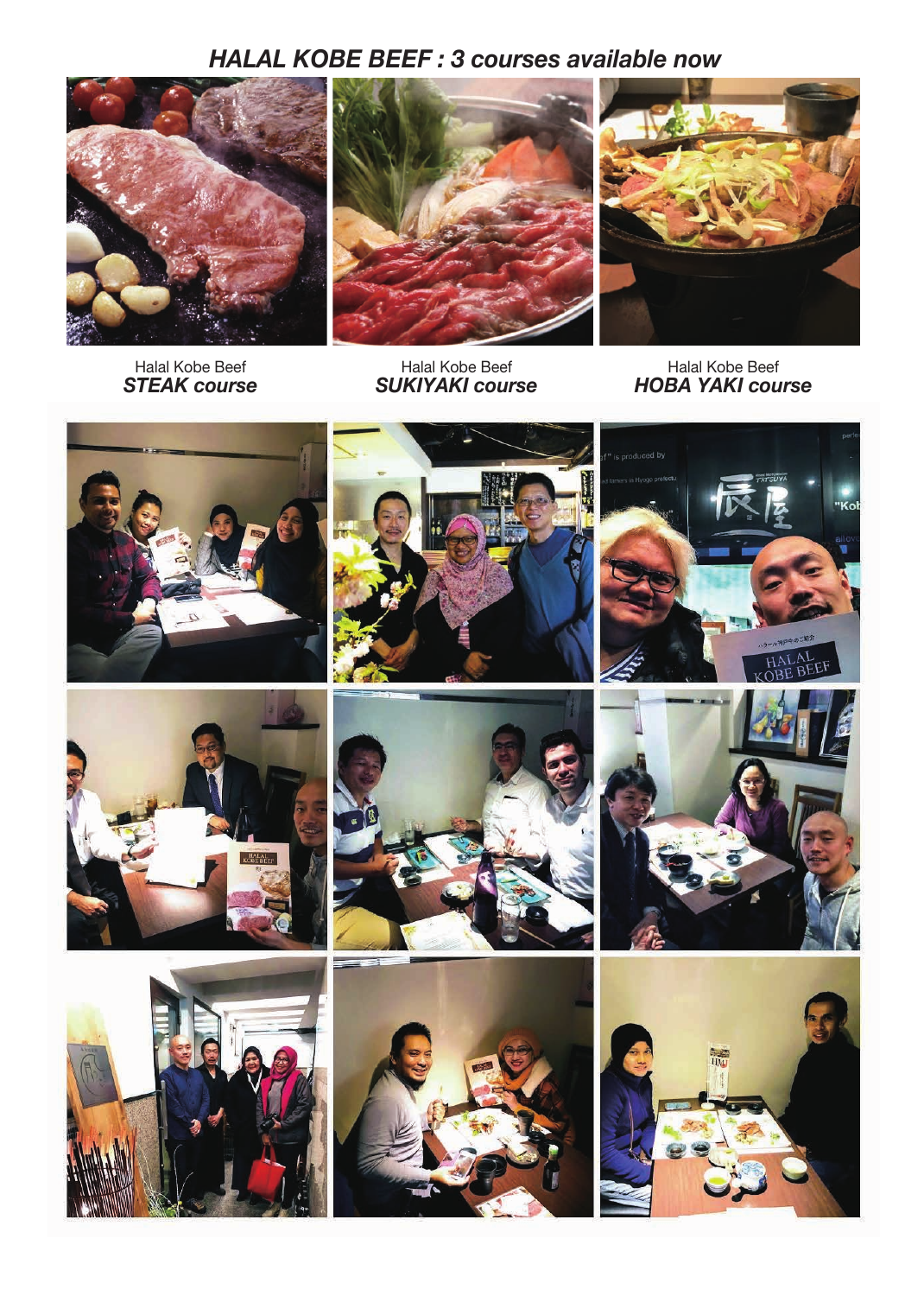## *HALAL KOBE BEEF : 3 courses available now*

Halal Kobe Beef
***STEAK course***

Halal Kobe Beef
***SUKIYAKI course***

Halal Kobe Beef
***HOBA YAKI course***